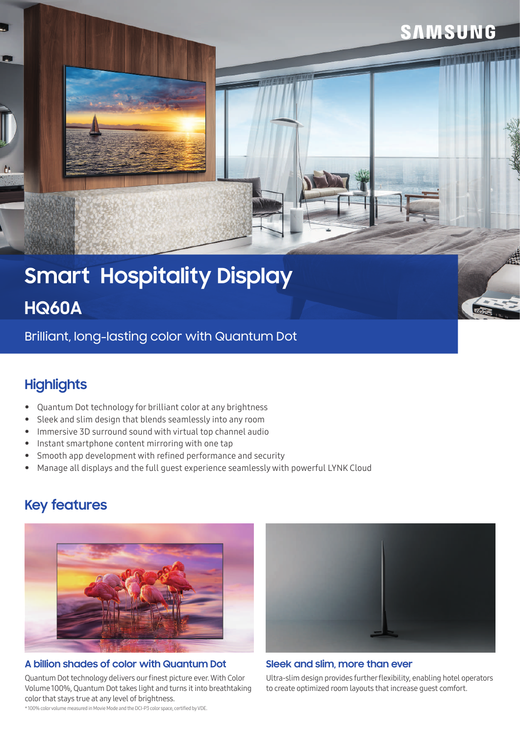SAMSUNG

# Smart Hospitality Display

## HQ60A

Brilliant, long-lasting color with Quantum Dot

## Highlights

- Quantum Dot technology for brilliant color at any brightness
- Sleek and slim design that blends seamlessly into any room
- Immersive 3D surround sound with virtual top channel audio
- Instant smartphone content mirroring with one tap
- Smooth app development with refined performance and security
- Manage all displays and the full guest experience seamlessly with powerful LYNK Cloud

## Key features

### A billion shades of color with Quantum Dot

Quantum Dot technology delivers our finest picture ever. With Color Volume 100%, Quantum Dot takes light and turns it into breathtaking color that stays true at any level of brightness.

* 100% color volume measured in Movie Mode and the DCI-P3 color space, certified by VDE.

### Sleek and slim, more than ever

Ultra-slim design provides further flexibility, enabling hotel operators to create optimized room layouts that increase guest comfort.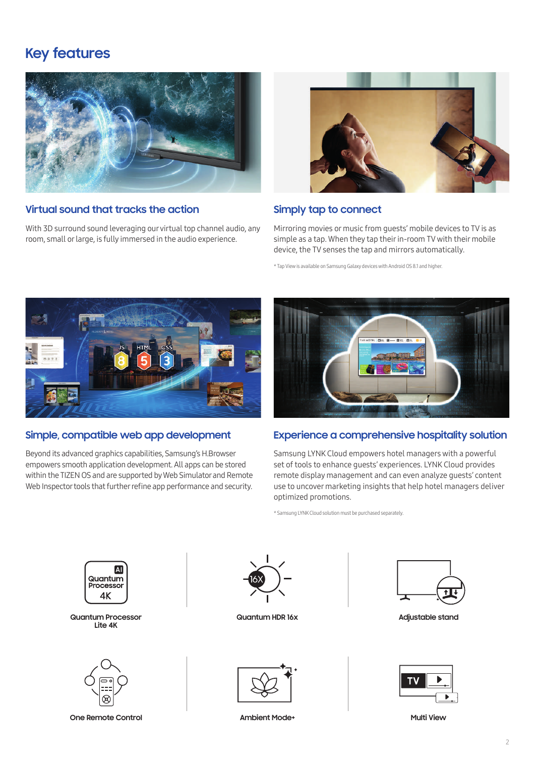# Key features

### Virtual sound that tracks the action

With 3D surround sound leveraging our virtual top channel audio, any room, small or large, is fully immersed in the audio experience.

### Simply tap to connect

Mirroring movies or music from guests' mobile devices to TV is as simple as a tap. When they tap their in-room TV with their mobile device, the TV senses the tap and mirrors automatically.

* Tap View is available on Samsung Galaxy devices with Android OS 8.1 and higher.

### Simple, compatible web app development

Beyond its advanced graphics capabilities, Samsung's H.Browser empowers smooth application development. All apps can be stored within the TIZEN OS and are supported by Web Simulator and Remote Web Inspector tools that further refine app performance and security.

### Experience a comprehensive hospitality solution

Samsung LYNK Cloud empowers hotel managers with a powerful set of tools to enhance guests' experiences. LYNK Cloud provides remote display management and can even analyze guests' content use to uncover marketing insights that help hotel managers deliver optimized promotions.

* Samsung LYNK Cloud solution must be purchased separately.

- Quantum Processor Lite 4K
- Quantum HDR 16x
- Adjustable stand
- One Remote Control
- Ambient Mode+
- Multi View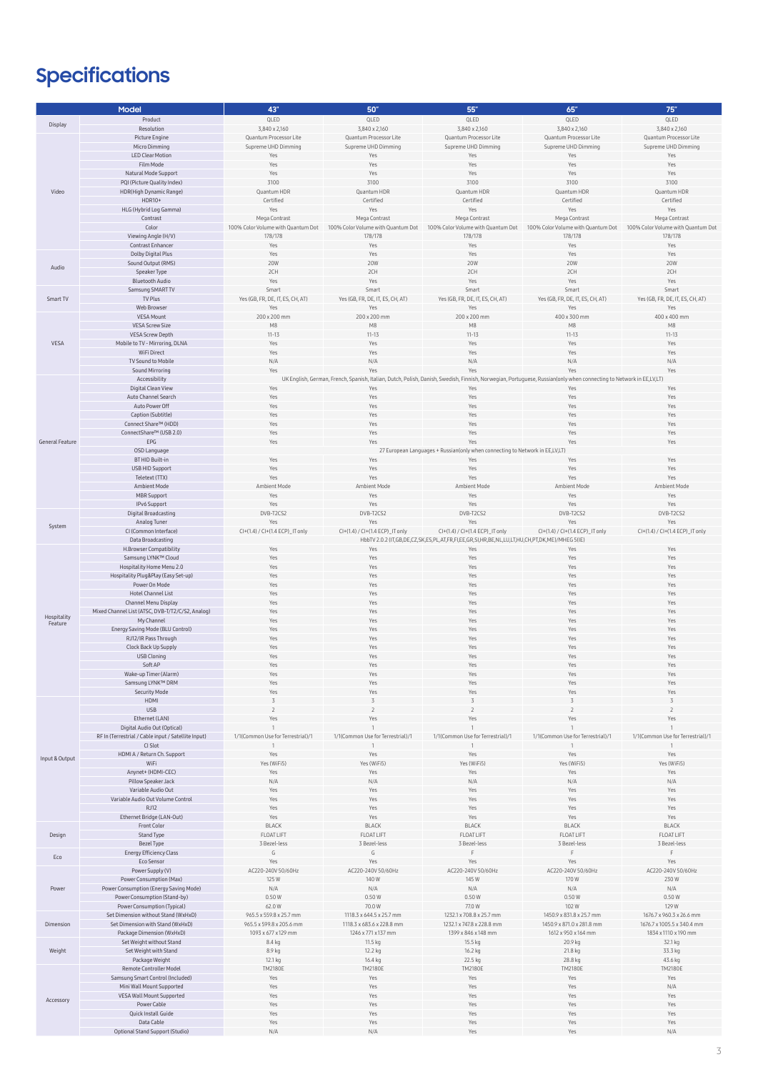# Specifications

| Model | | 43" | 50" | 55" | 65" | 75" |
|---|---|---|---|---|---|---|
| Display | Product | QLED | QLED | QLED | QLED | QLED |
| | Resolution | 3,840 x 2,160 | 3,840 x 2,160 | 3,840 x 2,160 | 3,840 x 2,160 | 3,840 x 2,160 |
| Video | Picture Engine | Quantum Processor Lite | Quantum Processor Lite | Quantum Processor Lite | Quantum Processor Lite | Quantum Processor Lite |
| | Micro Dimming | Supreme UHD Dimming | Supreme UHD Dimming | Supreme UHD Dimming | Supreme UHD Dimming | Supreme UHD Dimming |
| | LED Clear Motion | Yes | Yes | Yes | Yes | Yes |
| | Film Mode | Yes | Yes | Yes | Yes | Yes |
| | Natural Mode Support | Yes | Yes | Yes | Yes | Yes |
| | PQI (Picture Quality Index) | 3100 | 3100 | 3100 | 3100 | 3100 |
| | HDR(High Dynamic Range) | Quantum HDR | Quantum HDR | Quantum HDR | Quantum HDR | Quantum HDR |
| | HDR10+ | Certified | Certified | Certified | Certified | Certified |
| | HLG (Hybrid Log Gamma) | Yes | Yes | Yes | Yes | Yes |
| | Contrast | Mega Contrast | Mega Contrast | Mega Contrast | Mega Contrast | Mega Contrast |
| | Color | 100% Color Volume with Quantum Dot | 100% Color Volume with Quantum Dot | 100% Color Volume with Quantum Dot | 100% Color Volume with Quantum Dot | 100% Color Volume with Quantum Dot |
| | Viewing Angle (H/V) | 178/178 | 178/178 | 178/178 | 178/178 | 178/178 |
| | Contrast Enhancer | Yes | Yes | Yes | Yes | Yes |
| Audio | Dolby Digital Plus | Yes | Yes | Yes | Yes | Yes |
| | Sound Output (RMS) | 20W | 20W | 20W | 20W | 20W |
| | Speaker Type | 2CH | 2CH | 2CH | 2CH | 2CH |
| | Bluetooth Audio | Yes | Yes | Yes | Yes | Yes |
| Smart TV | Samsung SMART TV | Smart | Smart | Smart | Smart | Smart |
| | TV Plus | Yes (GB, FR, DE, IT, ES, CH, AT) | Yes (GB, FR, DE, IT, ES, CH, AT) | Yes (GB, FR, DE, IT, ES, CH, AT) | Yes (GB, FR, DE, IT, ES, CH, AT) | Yes (GB, FR, DE, IT, ES, CH, AT) |
| | Web Browser | Yes | Yes | Yes | Yes | Yes |
| VESA | VESA Mount | 200 x 200 mm | 200 x 200 mm | 200 x 200 mm | 400 x 300 mm | 400 x 400 mm |
| | VESA Screw Size | M8 | M8 | M8 | M8 | M8 |
| | VESA Screw Depth | 11-13 | 11-13 | 11-13 | 11-13 | 11-13 |
| | Mobile to TV - Mirroring, DLNA | Yes | Yes | Yes | Yes | Yes |
| | WiFi Direct | Yes | Yes | Yes | Yes | Yes |
| | TV Sound to Mobile | N/A | N/A | N/A | N/A | N/A |
| | Sound Mirroring | Yes | Yes | Yes | Yes | Yes |
| General Feature | Accessibility | UK English, German, French, Spanish, Italian, Dutch, Polish, Danish, Swedish, Finnish, Norwegian, Portuguese, Russian(only when connecting to Network in EE,LV,LT) | | | | |
| | Digital Clean View | Yes | Yes | Yes | Yes | Yes |
| | Auto Channel Search | Yes | Yes | Yes | Yes | Yes |
| | Auto Power Off | Yes | Yes | Yes | Yes | Yes |
| | Caption (Subtitle) | Yes | Yes | Yes | Yes | Yes |
| | Connect Share™ (HDD) | Yes | Yes | Yes | Yes | Yes |
| | ConnectShare™ (USB 2.0) | Yes | Yes | Yes | Yes | Yes |
| | EPG | Yes | Yes | Yes | Yes | Yes |
| | OSD Language | 27 European Languages + Russian(only when connecting to Network in EE,LV,LT) | | | | |
| | BT HID Built-in | Yes | Yes | Yes | Yes | Yes |
| | USB HID Support | Yes | Yes | Yes | Yes | Yes |
| | Teletext (TTX) | Yes | Yes | Yes | Yes | Yes |
| | Ambient Mode | Ambient Mode | Ambient Mode | Ambient Mode | Ambient Mode | Ambient Mode |
| | MBR Support | Yes | Yes | Yes | Yes | Yes |
| | IPv6 Support | Yes | Yes | Yes | Yes | Yes |
| System | Digital Broadcasting | DVB-T2CS2 | DVB-T2CS2 | DVB-T2CS2 | DVB-T2CS2 | DVB-T2CS2 |
| | Analog Tuner | Yes | Yes | Yes | Yes | Yes |
| | CI (Common Interface) | CI+(1.4) / CI+(1.4 ECP)_IT only | CI+(1.4) / CI+(1.4 ECP)_IT only | CI+(1.4) / CI+(1.4 ECP)_IT only | CI+(1.4) / CI+(1.4 ECP)_IT only | CI+(1.4) / CI+(1.4 ECP)_IT only |
| | Data Broadcasting | HbbTV 2.0.2 (IT,GB,DE,CZ,SK,ES,PL,AT,FR,FI,EE,GR,SI,HR,BE,NL,LU,LT,HU,CH,PT,DK,ME)/MHEG 5(IE) | | | | |
| Hospitality Feature | H.Browser Compatibility | Yes | Yes | Yes | Yes | Yes |
| | Samsung LYNK™ Cloud | Yes | Yes | Yes | Yes | Yes |
| | Hospitality Home Menu 2.0 | Yes | Yes | Yes | Yes | Yes |
| | Hospitality Plug&Play (Easy Set-up) | Yes | Yes | Yes | Yes | Yes |
| | Power On Mode | Yes | Yes | Yes | Yes | Yes |
| | Hotel Channel List | Yes | Yes | Yes | Yes | Yes |
| | Channel Menu Display | Yes | Yes | Yes | Yes | Yes |
| | Mixed Channel List (ATSC, DVB-T/T2/C/S2, Analog) | Yes | Yes | Yes | Yes | Yes |
| | My Channel | Yes | Yes | Yes | Yes | Yes |
| | Energy Saving Mode (BLU Control) | Yes | Yes | Yes | Yes | Yes |
| | RJ12/IR Pass Through | Yes | Yes | Yes | Yes | Yes |
| | Clock Back Up Supply | Yes | Yes | Yes | Yes | Yes |
| | USB Cloning | Yes | Yes | Yes | Yes | Yes |
| | Soft AP | Yes | Yes | Yes | Yes | Yes |
| | Wake-up Timer (Alarm) | Yes | Yes | Yes | Yes | Yes |
| | Samsung LYNK™ DRM | Yes | Yes | Yes | Yes | Yes |
| | Security Mode | Yes | Yes | Yes | Yes | Yes |
| Input & Output | HDMI | 3 | 3 | 3 | 3 | 3 |
| | USB | 2 | 2 | 2 | 2 | 2 |
| | Ethernet (LAN) | Yes | Yes | Yes | Yes | Yes |
| | Digital Audio Out (Optical) | 1 | 1 | 1 | 1 | 1 |
| | RF In (Terrestrial / Cable input / Satellite Input) | 1/1(Common Use for Terrestrial)/1 | 1/1(Common Use for Terrestrial)/1 | 1/1(Common Use for Terrestrial)/1 | 1/1(Common Use for Terrestrial)/1 | 1/1(Common Use for Terrestrial)/1 |
| | CI Slot | 1 | 1 | 1 | 1 | 1 |
| | HDMI A / Return Ch. Support | Yes | Yes | Yes | Yes | Yes |
| | WiFi | Yes (WiFi5) | Yes (WiFi5) | Yes (WiFi5) | Yes (WiFi5) | Yes (WiFi5) |
| | Anynet+ (HDMI-CEC) | Yes | Yes | Yes | Yes | Yes |
| | Pillow Speaker Jack | N/A | N/A | N/A | N/A | N/A |
| | Variable Audio Out | Yes | Yes | Yes | Yes | Yes |
| | Variable Audio Out Volume Control | Yes | Yes | Yes | Yes | Yes |
| | RJ12 | Yes | Yes | Yes | Yes | Yes |
| | Ethernet Bridge (LAN-Out) | Yes | Yes | Yes | Yes | Yes |
| Design | Front Color | BLACK | BLACK | BLACK | BLACK | BLACK |
| | Stand Type | FLOAT LIFT | FLOAT LIFT | FLOAT LIFT | FLOAT LIFT | FLOAT LIFT |
| | Bezel Type | 3 Bezel-less | 3 Bezel-less | 3 Bezel-less | 3 Bezel-less | 3 Bezel-less |
| Eco | Energy Efficiency Class | G | G | F | F | F |
| | Eco Sensor | Yes | Yes | Yes | Yes | Yes |
| Power | Power Supply (V) | AC220-240V 50/60Hz | AC220-240V 50/60Hz | AC220-240V 50/60Hz | AC220-240V 50/60Hz | AC220-240V 50/60Hz |
| | Power Consumption (Max) | 125 W | 140 W | 145 W | 170 W | 230 W |
| | Power Consumption (Energy Saving Mode) | N/A | N/A | N/A | N/A | N/A |
| | Power Consumption (Stand-by) | 0.50 W | 0.50 W | 0.50 W | 0.50 W | 0.50 W |
| | Power Consumption (Typical) | 62.0 W | 70.0 W | 77.0 W | 102 W | 129 W |
| Dimension | Set Dimension without Stand (WxHxD) | 965.5 x 559.8 x 25.7 mm | 1118.3 x 644.5 x 25.7 mm | 1232.1 x 708.8 x 25.7 mm | 1450.9 x 831.8 x 25.7 mm | 1676.7 x 960.3 x 26.6 mm |
| | Set Dimension with Stand (WxHxD) | 965.5 x 599.8 x 205.6 mm | 1118.3 x 683.6 x 228.8 mm | 1232.1 x 747.8 x 228.8 mm | 1450.9 x 871.0 x 281.8 mm | 1676.7 x 1005.5 x 340.4 mm |
| | Package Dimension (WxHxD) | 1093 x 677 x 129 mm | 1246 x 771 x 137 mm | 1399 x 846 x 148 mm | 1612 x 950 x 164 mm | 1834 x 1110 x 190 mm |
| Weight | Set Weight without Stand | 8.4 kg | 11.5 kg | 15.5 kg | 20.9 kg | 32.1 kg |
| | Set Weight with Stand | 8.9 kg | 12.2 kg | 16.2 kg | 21.8 kg | 33.3 kg |
| | Package Weight | 12.1 kg | 16.4 kg | 22.5 kg | 28.8 kg | 43.6 kg |
| Accessory | Remote Controller Model | TM2180E | TM2180E | TM2180E | TM2180E | TM2180E |
| | Samsung Smart Control (Included) | Yes | Yes | Yes | Yes | Yes |
| | Mini Wall Mount Supported | Yes | Yes | Yes | Yes | N/A |
| | VESA Wall Mount Supported | Yes | Yes | Yes | Yes | Yes |
| | Power Cable | Yes | Yes | Yes | Yes | Yes |
| | Quick Install Guide | Yes | Yes | Yes | Yes | Yes |
| | Data Cable | Yes | Yes | Yes | Yes | Yes |
| | Optional Stand Support (Studio) | N/A | N/A | Yes | Yes | N/A |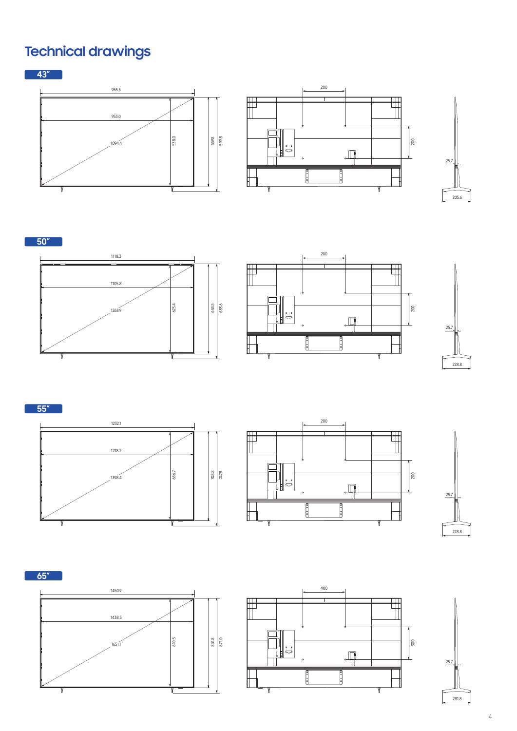# Technical drawings

## 43″

965.5

953.0

1094.4

538.0

559.8

599.8

200

200

25.7

205.6

## 50″

1118.3

1105.8

1268.9

623.4

644.5

683.6

200

200

25.7

228.8

## 55″

1232.1

1218.2

1398.4

686.7

708.8

747.8

200

200

25.7

228.8

## 65″

1450.9

1438.5

1651.1

810.5

831.8

871.0

400

300

25.7

281.8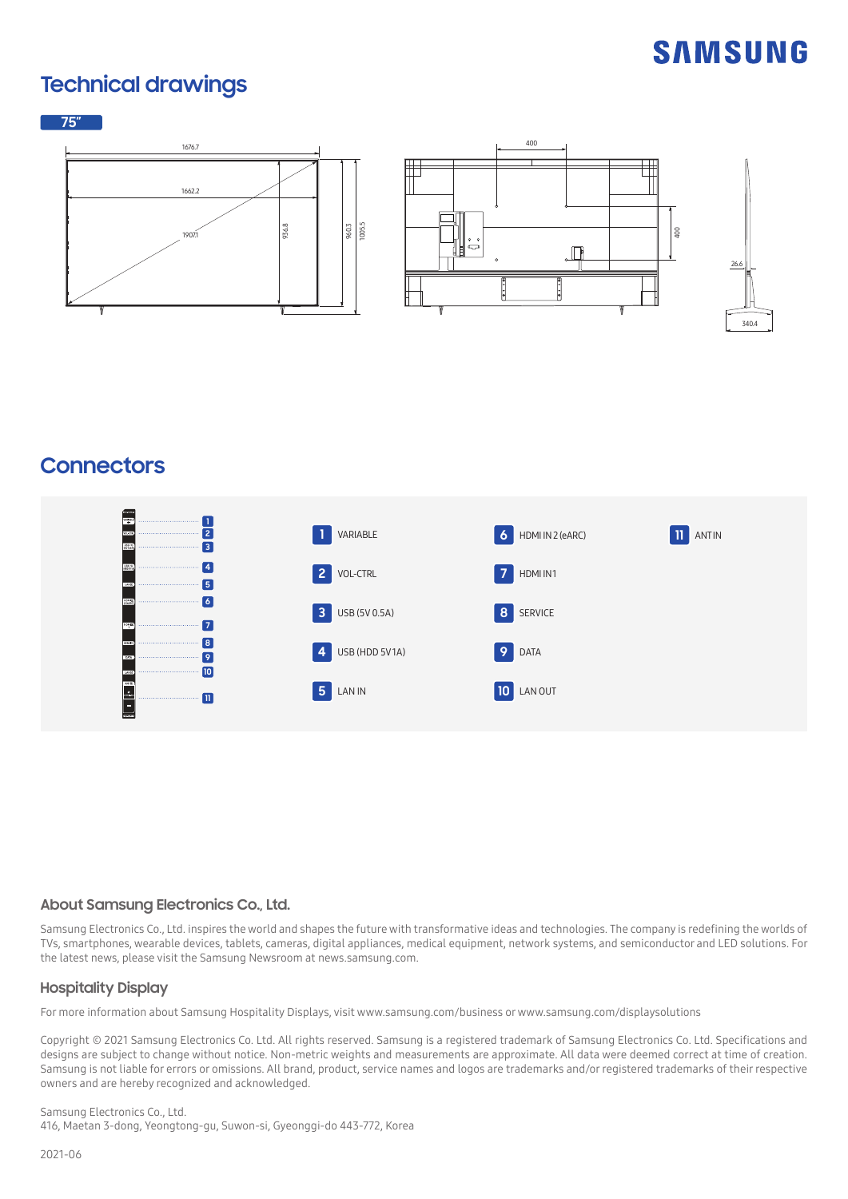# Technical drawings

**75"**

1676.7

1662.2

1907.1

936.8

960.3

1005.5

400

400

26.6

340.4

# Connectors

| | | | | | | |
|---|---|---|---|---|---|---|
| 1 | VARIABLE | 6 | HDMI IN 2 (eARC) | 11 | ANT IN |
| 2 | VOL-CTRL | 7 | HDMI IN1 | | |
| 3 | USB (5V 0.5A) | 8 | SERVICE | | |
| 4 | USB (HDD 5V 1A) | 9 | DATA | | |
| 5 | LAN IN | 10 | LAN OUT | | |

### About Samsung Electronics Co., Ltd.

Samsung Electronics Co., Ltd. inspires the world and shapes the future with transformative ideas and technologies. The company is redefining the worlds of TVs, smartphones, wearable devices, tablets, cameras, digital appliances, medical equipment, network systems, and semiconductor and LED solutions. For the latest news, please visit the Samsung Newsroom at news.samsung.com.

### Hospitality Display

For more information about Samsung Hospitality Displays, visit www.samsung.com/business or www.samsung.com/displaysolutions

Copyright © 2021 Samsung Electronics Co. Ltd. All rights reserved. Samsung is a registered trademark of Samsung Electronics Co. Ltd. Specifications and designs are subject to change without notice. Non-metric weights and measurements are approximate. All data were deemed correct at time of creation. Samsung is not liable for errors or omissions. All brand, product, service names and logos are trademarks and/or registered trademarks of their respective owners and are hereby recognized and acknowledged.

Samsung Electronics Co., Ltd.
416, Maetan 3-dong, Yeongtong-gu, Suwon-si, Gyeonggi-do 443-772, Korea

2021-06